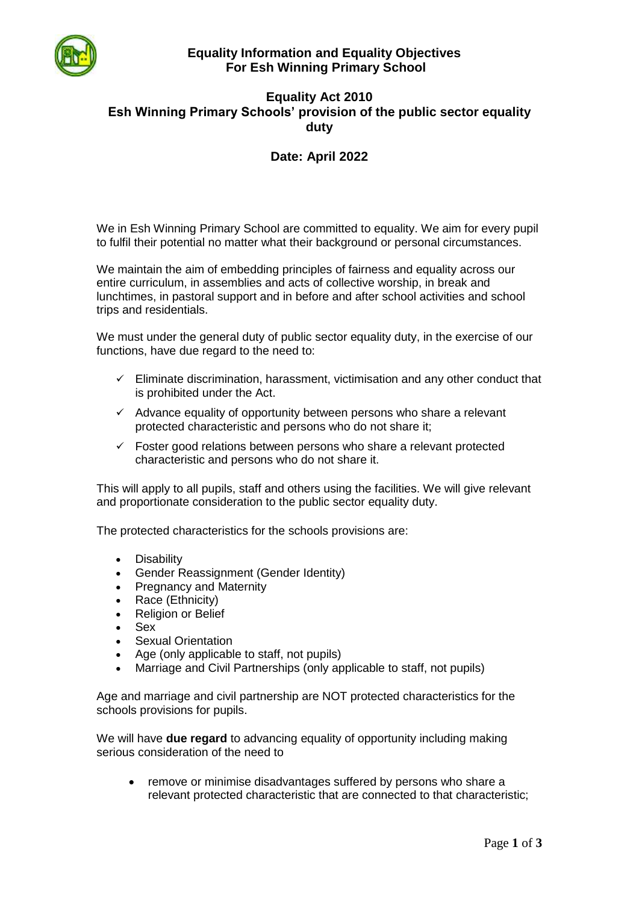# Equality Information and Equality Objectives For Esh Winning Primary School

## Equality Act 2010
## Esh Winning Primary Schools' provision of the public sector equality duty

### Date: April 2022

We in Esh Winning Primary School are committed to equality. We aim for every pupil to fulfil their potential no matter what their background or personal circumstances.

We maintain the aim of embedding principles of fairness and equality across our entire curriculum, in assemblies and acts of collective worship, in break and lunchtimes, in pastoral support and in before and after school activities and school trips and residentials.

We must under the general duty of public sector equality duty, in the exercise of our functions, have due regard to the need to:

- ✓ Eliminate discrimination, harassment, victimisation and any other conduct that is prohibited under the Act.
- ✓ Advance equality of opportunity between persons who share a relevant protected characteristic and persons who do not share it;
- ✓ Foster good relations between persons who share a relevant protected characteristic and persons who do not share it.

This will apply to all pupils, staff and others using the facilities. We will give relevant and proportionate consideration to the public sector equality duty.

The protected characteristics for the schools provisions are:

- Disability
- Gender Reassignment (Gender Identity)
- Pregnancy and Maternity
- Race (Ethnicity)
- Religion or Belief
- Sex
- Sexual Orientation
- Age (only applicable to staff, not pupils)
- Marriage and Civil Partnerships (only applicable to staff, not pupils)

Age and marriage and civil partnership are NOT protected characteristics for the schools provisions for pupils.

We will have **due regard** to advancing equality of opportunity including making serious consideration of the need to

- remove or minimise disadvantages suffered by persons who share a relevant protected characteristic that are connected to that characteristic;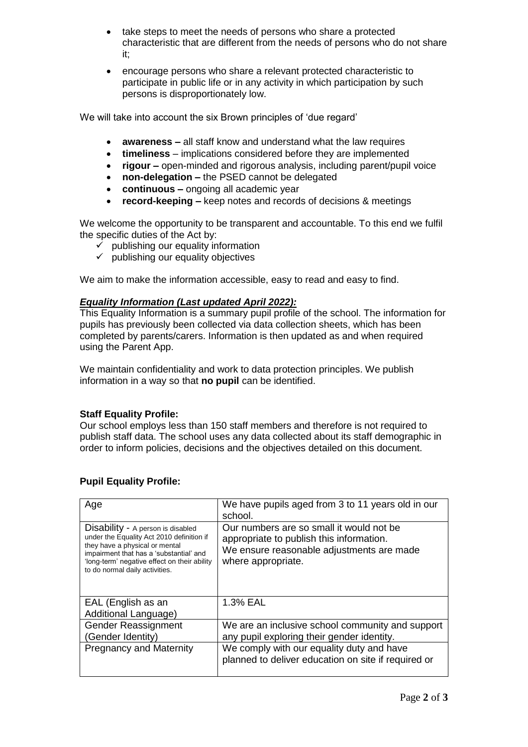- take steps to meet the needs of persons who share a protected characteristic that are different from the needs of persons who do not share it;
- encourage persons who share a relevant protected characteristic to participate in public life or in any activity in which participation by such persons is disproportionately low.

We will take into account the six Brown principles of 'due regard'

- **awareness –** all staff know and understand what the law requires
- **timeliness** – implications considered before they are implemented
- **rigour –** open-minded and rigorous analysis, including parent/pupil voice
- **non-delegation –** the PSED cannot be delegated
- **continuous –** ongoing all academic year
- **record-keeping –** keep notes and records of decisions & meetings

We welcome the opportunity to be transparent and accountable. To this end we fulfil the specific duties of the Act by:

- ✓ publishing our equality information
- ✓ publishing our equality objectives

We aim to make the information accessible, easy to read and easy to find.

***Equality Information (Last updated April 2022):***

This Equality Information is a summary pupil profile of the school. The information for pupils has previously been collected via data collection sheets, which has been completed by parents/carers. Information is then updated as and when required using the Parent App.

We maintain confidentiality and work to data protection principles. We publish information in a way so that **no pupil** can be identified.

**Staff Equality Profile:**

Our school employs less than 150 staff members and therefore is not required to publish staff data. The school uses any data collected about its staff demographic in order to inform policies, decisions and the objectives detailed on this document.

**Pupil Equality Profile:**

| Age | We have pupils aged from 3 to 11 years old in our school. |
|---|---|
| Disability - A person is disabled under the Equality Act 2010 definition if they have a physical or mental impairment that has a 'substantial' and 'long-term' negative effect on their ability to do normal daily activities. | Our numbers are so small it would not be appropriate to publish this information. We ensure reasonable adjustments are made where appropriate. |
| EAL (English as an Additional Language) | 1.3% EAL |
| Gender Reassignment (Gender Identity) | We are an inclusive school community and support any pupil exploring their gender identity. |
| Pregnancy and Maternity | We comply with our equality duty and have planned to deliver education on site if required or |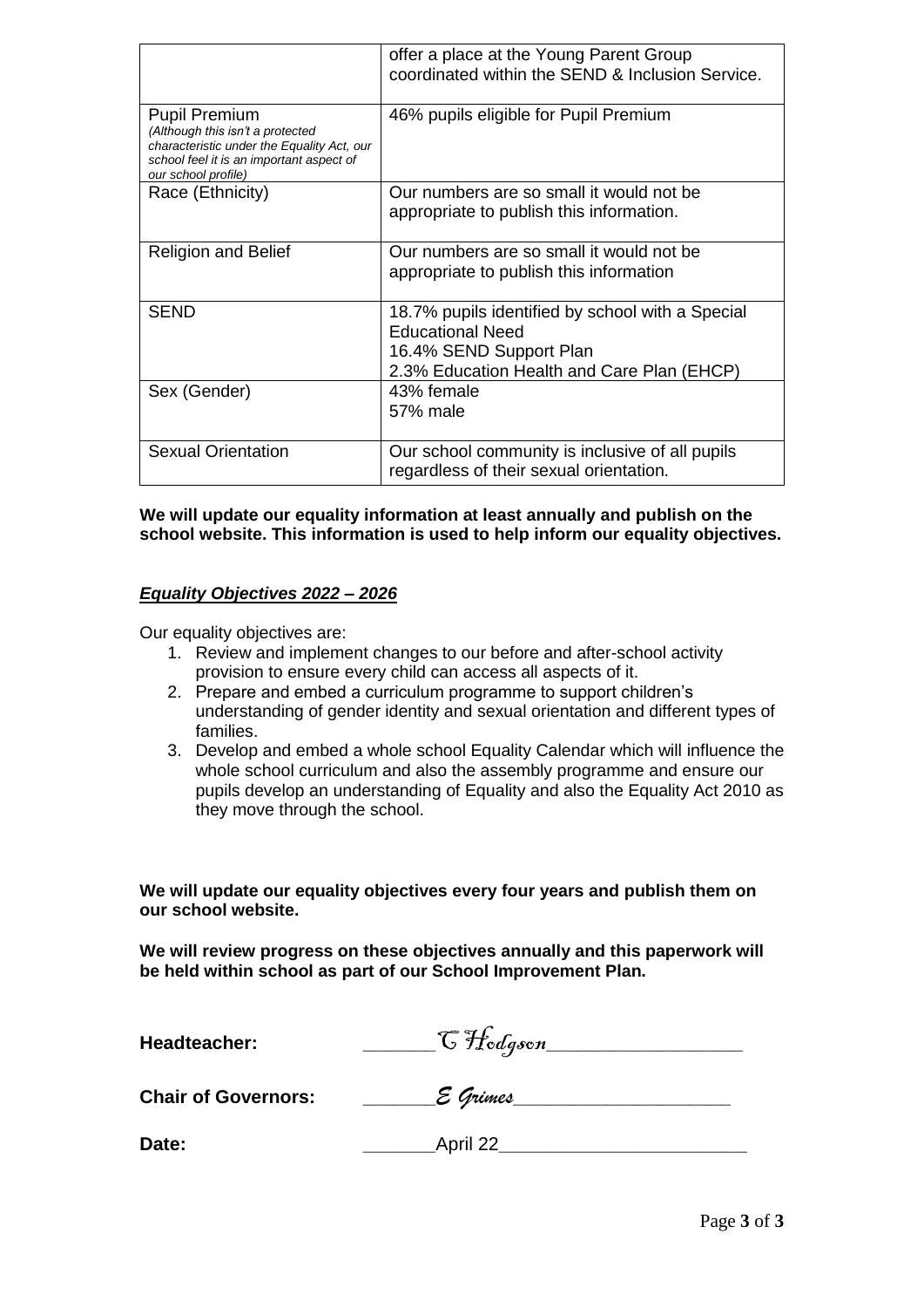| | |
|---|---|
| | offer a place at the Young Parent Group coordinated within the SEND & Inclusion Service. |
| Pupil Premium *(Although this isn't a protected characteristic under the Equality Act, our school feel it is an important aspect of our school profile)* | 46% pupils eligible for Pupil Premium |
| Race (Ethnicity) | Our numbers are so small it would not be appropriate to publish this information. |
| Religion and Belief | Our numbers are so small it would not be appropriate to publish this information |
| SEND | 18.7% pupils identified by school with a Special Educational Need<br>16.4% SEND Support Plan<br>2.3% Education Health and Care Plan (EHCP) |
| Sex (Gender) | 43% female<br>57% male |
| Sexual Orientation | Our school community is inclusive of all pupils regardless of their sexual orientation. |

**We will update our equality information at least annually and publish on the school website. This information is used to help inform our equality objectives.**

***Equality Objectives 2022 – 2026***

Our equality objectives are:

1. Review and implement changes to our before and after-school activity provision to ensure every child can access all aspects of it.
2. Prepare and embed a curriculum programme to support children's understanding of gender identity and sexual orientation and different types of families.
3. Develop and embed a whole school Equality Calendar which will influence the whole school curriculum and also the assembly programme and ensure our pupils develop an understanding of Equality and also the Equality Act 2010 as they move through the school.

**We will update our equality objectives every four years and publish them on our school website.**

**We will review progress on these objectives annually and this paperwork will be held within school as part of our School Improvement Plan.**

**Headteacher:** C Hodgson

**Chair of Governors:** E Grimes

**Date:** April 22